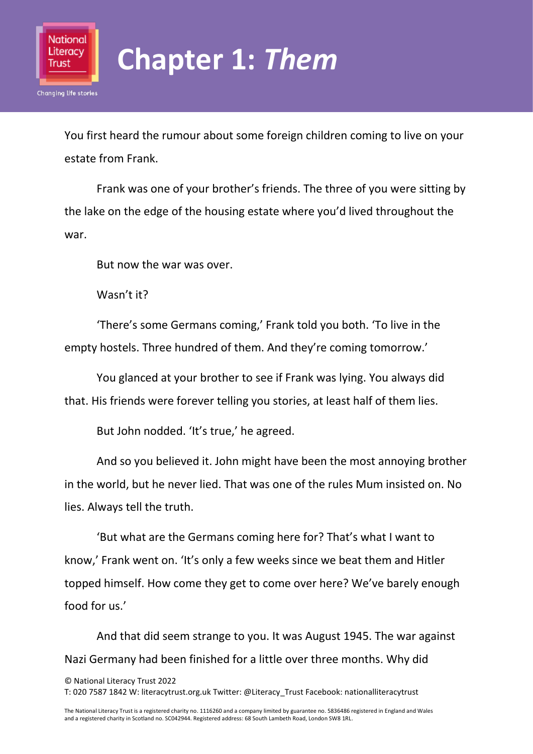# Chapter 1: *Them*

You first heard the rumour about some foreign children coming to live on your estate from Frank.

Frank was one of your brother's friends. The three of you were sitting by the lake on the edge of the housing estate where you'd lived throughout the war.

But now the war was over.

Wasn't it?

'There's some Germans coming,' Frank told you both. 'To live in the empty hostels. Three hundred of them. And they're coming tomorrow.'

You glanced at your brother to see if Frank was lying. You always did that. His friends were forever telling you stories, at least half of them lies.

But John nodded. 'It's true,' he agreed.

And so you believed it. John might have been the most annoying brother in the world, but he never lied. That was one of the rules Mum insisted on. No lies. Always tell the truth.

'But what are the Germans coming here for? That's what I want to know,' Frank went on. 'It's only a few weeks since we beat them and Hitler topped himself. How come they get to come over here? We've barely enough food for us.'

And that did seem strange to you. It was August 1945. The war against Nazi Germany had been finished for a little over three months. Why did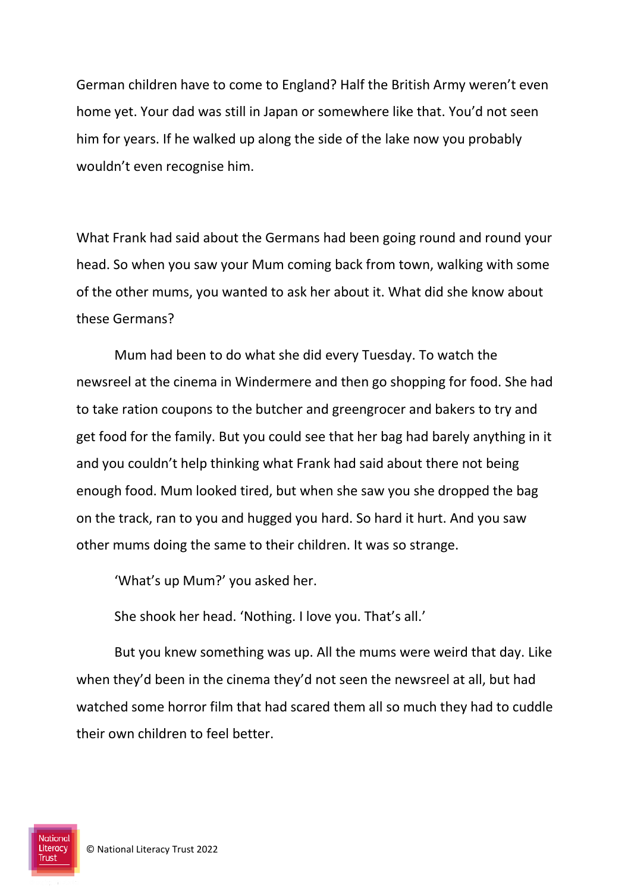German children have to come to England? Half the British Army weren't even home yet. Your dad was still in Japan or somewhere like that. You'd not seen him for years. If he walked up along the side of the lake now you probably wouldn't even recognise him.

What Frank had said about the Germans had been going round and round your head. So when you saw your Mum coming back from town, walking with some of the other mums, you wanted to ask her about it. What did she know about these Germans?

Mum had been to do what she did every Tuesday. To watch the newsreel at the cinema in Windermere and then go shopping for food. She had to take ration coupons to the butcher and greengrocer and bakers to try and get food for the family. But you could see that her bag had barely anything in it and you couldn't help thinking what Frank had said about there not being enough food. Mum looked tired, but when she saw you she dropped the bag on the track, ran to you and hugged you hard. So hard it hurt. And you saw other mums doing the same to their children. It was so strange.

'What's up Mum?' you asked her.

She shook her head. 'Nothing. I love you. That's all.'

But you knew something was up. All the mums were weird that day. Like when they'd been in the cinema they'd not seen the newsreel at all, but had watched some horror film that had scared them all so much they had to cuddle their own children to feel better.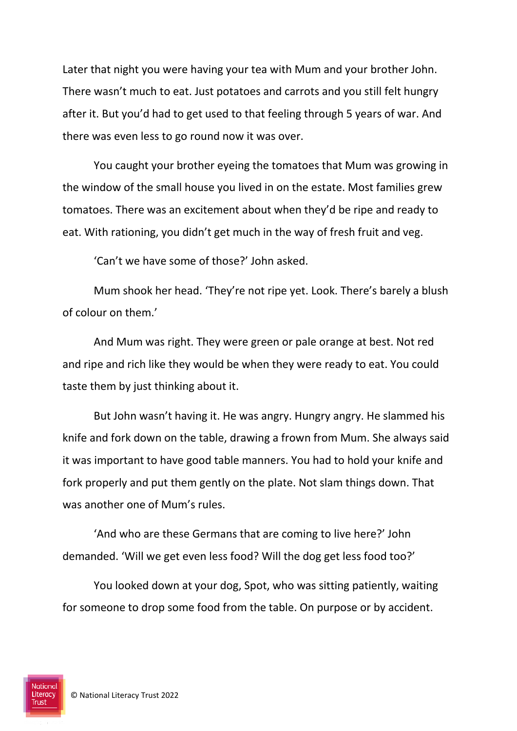Later that night you were having your tea with Mum and your brother John. There wasn't much to eat. Just potatoes and carrots and you still felt hungry after it. But you'd had to get used to that feeling through 5 years of war. And there was even less to go round now it was over.

You caught your brother eyeing the tomatoes that Mum was growing in the window of the small house you lived in on the estate. Most families grew tomatoes. There was an excitement about when they'd be ripe and ready to eat. With rationing, you didn't get much in the way of fresh fruit and veg.

'Can't we have some of those?' John asked.

Mum shook her head. 'They're not ripe yet. Look. There's barely a blush of colour on them.'

And Mum was right. They were green or pale orange at best. Not red and ripe and rich like they would be when they were ready to eat. You could taste them by just thinking about it.

But John wasn't having it. He was angry. Hungry angry. He slammed his knife and fork down on the table, drawing a frown from Mum. She always said it was important to have good table manners. You had to hold your knife and fork properly and put them gently on the plate. Not slam things down. That was another one of Mum's rules.

'And who are these Germans that are coming to live here?' John demanded. 'Will we get even less food? Will the dog get less food too?'

You looked down at your dog, Spot, who was sitting patiently, waiting for someone to drop some food from the table. On purpose or by accident.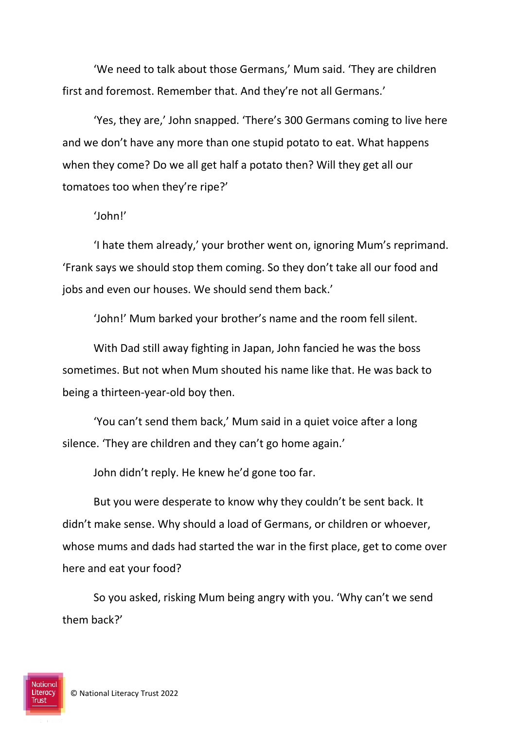'We need to talk about those Germans,' Mum said. 'They are children first and foremost. Remember that. And they're not all Germans.'

'Yes, they are,' John snapped. 'There's 300 Germans coming to live here and we don't have any more than one stupid potato to eat. What happens when they come? Do we all get half a potato then? Will they get all our tomatoes too when they're ripe?'

'John!'

'I hate them already,' your brother went on, ignoring Mum's reprimand. 'Frank says we should stop them coming. So they don't take all our food and jobs and even our houses. We should send them back.'

'John!' Mum barked your brother's name and the room fell silent.

With Dad still away fighting in Japan, John fancied he was the boss sometimes. But not when Mum shouted his name like that. He was back to being a thirteen-year-old boy then.

'You can't send them back,' Mum said in a quiet voice after a long silence. 'They are children and they can't go home again.'

John didn't reply. He knew he'd gone too far.

But you were desperate to know why they couldn't be sent back. It didn't make sense. Why should a load of Germans, or children or whoever, whose mums and dads had started the war in the first place, get to come over here and eat your food?

So you asked, risking Mum being angry with you. 'Why can't we send them back?'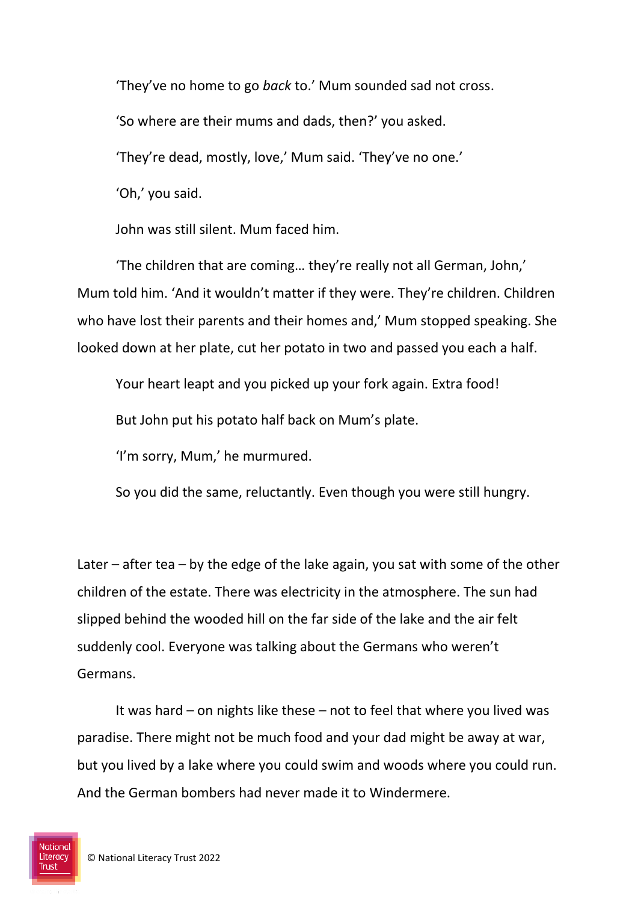'They've no home to go *back* to.' Mum sounded sad not cross.

'So where are their mums and dads, then?' you asked.

'They're dead, mostly, love,' Mum said. 'They've no one.'

'Oh,' you said.

John was still silent. Mum faced him.

'The children that are coming… they're really not all German, John,' Mum told him. 'And it wouldn't matter if they were. They're children. Children who have lost their parents and their homes and,' Mum stopped speaking. She looked down at her plate, cut her potato in two and passed you each a half.

Your heart leapt and you picked up your fork again. Extra food!

But John put his potato half back on Mum's plate.

'I'm sorry, Mum,' he murmured.

So you did the same, reluctantly. Even though you were still hungry.

Later – after tea – by the edge of the lake again, you sat with some of the other children of the estate. There was electricity in the atmosphere. The sun had slipped behind the wooded hill on the far side of the lake and the air felt suddenly cool. Everyone was talking about the Germans who weren't Germans.

It was hard – on nights like these – not to feel that where you lived was paradise. There might not be much food and your dad might be away at war, but you lived by a lake where you could swim and woods where you could run. And the German bombers had never made it to Windermere.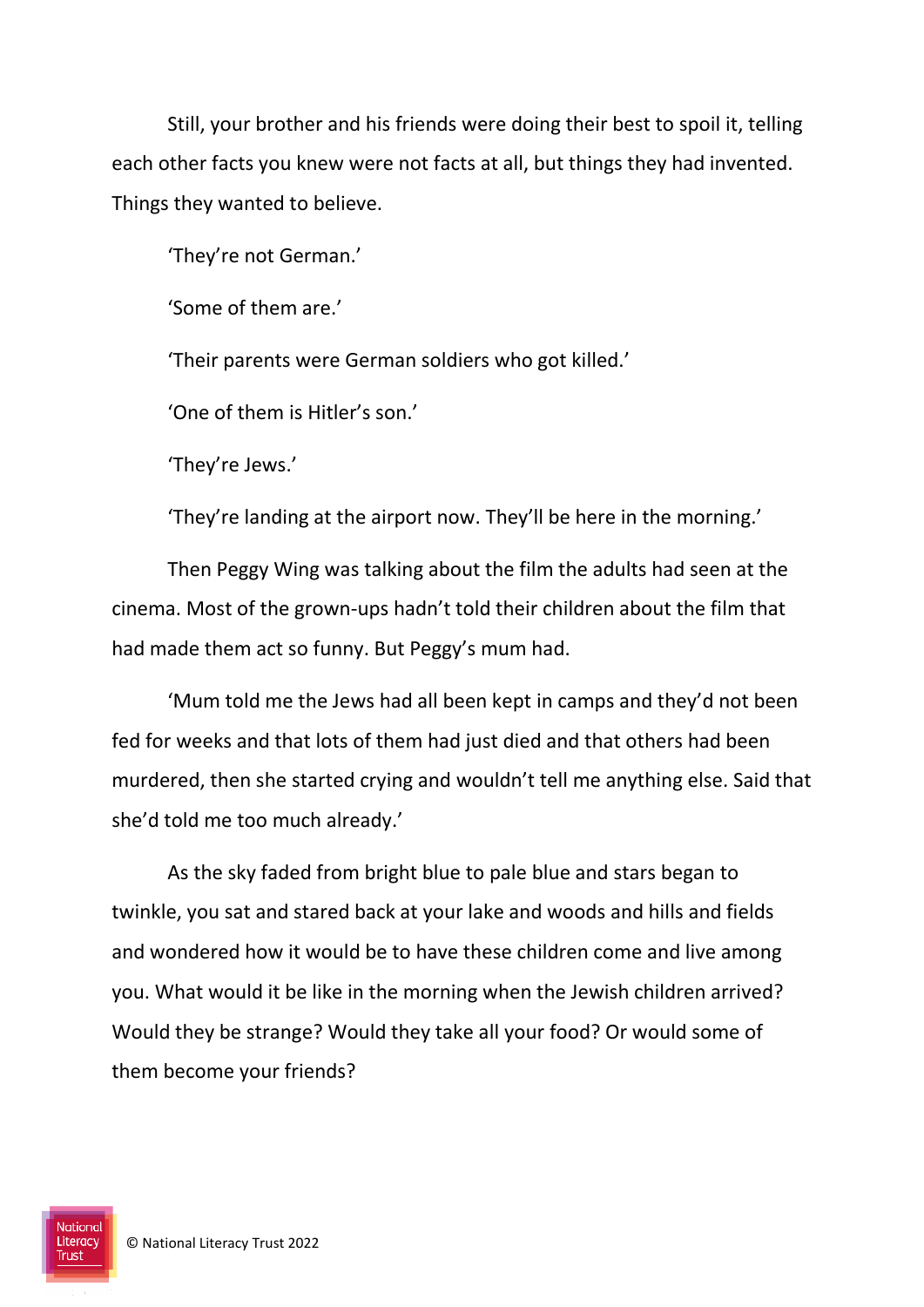Still, your brother and his friends were doing their best to spoil it, telling each other facts you knew were not facts at all, but things they had invented. Things they wanted to believe.

'They're not German.'

'Some of them are.'

'Their parents were German soldiers who got killed.'

'One of them is Hitler's son.'

'They're Jews.'

'They're landing at the airport now. They'll be here in the morning.'

Then Peggy Wing was talking about the film the adults had seen at the cinema. Most of the grown-ups hadn't told their children about the film that had made them act so funny. But Peggy's mum had.

'Mum told me the Jews had all been kept in camps and they'd not been fed for weeks and that lots of them had just died and that others had been murdered, then she started crying and wouldn't tell me anything else. Said that she'd told me too much already.'

As the sky faded from bright blue to pale blue and stars began to twinkle, you sat and stared back at your lake and woods and hills and fields and wondered how it would be to have these children come and live among you. What would it be like in the morning when the Jewish children arrived? Would they be strange? Would they take all your food? Or would some of them become your friends?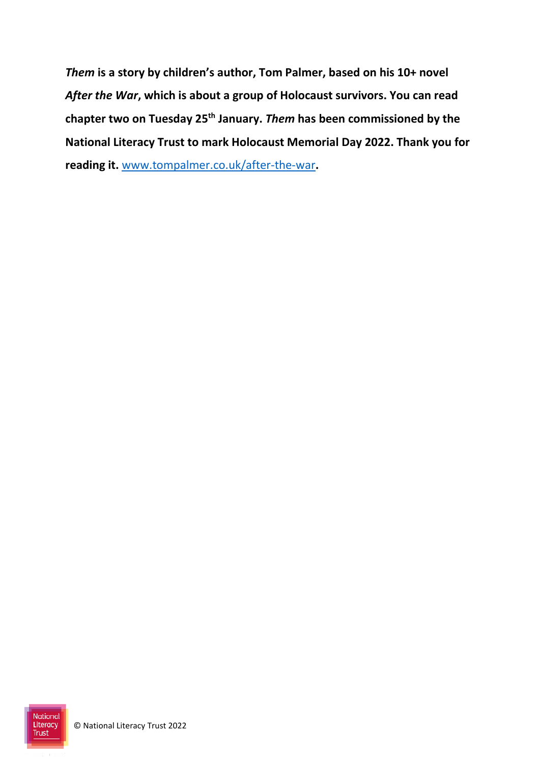***Them* is a story by children's author, Tom Palmer, based on his 10+ novel *After the War*, which is about a group of Holocaust survivors. You can read chapter two on Tuesday 25th January. *Them* has been commissioned by the National Literacy Trust to mark Holocaust Memorial Day 2022. Thank you for reading it.** [www.tompalmer.co.uk/after-the-war](http://www.tompalmer.co.uk/after-the-war)**.**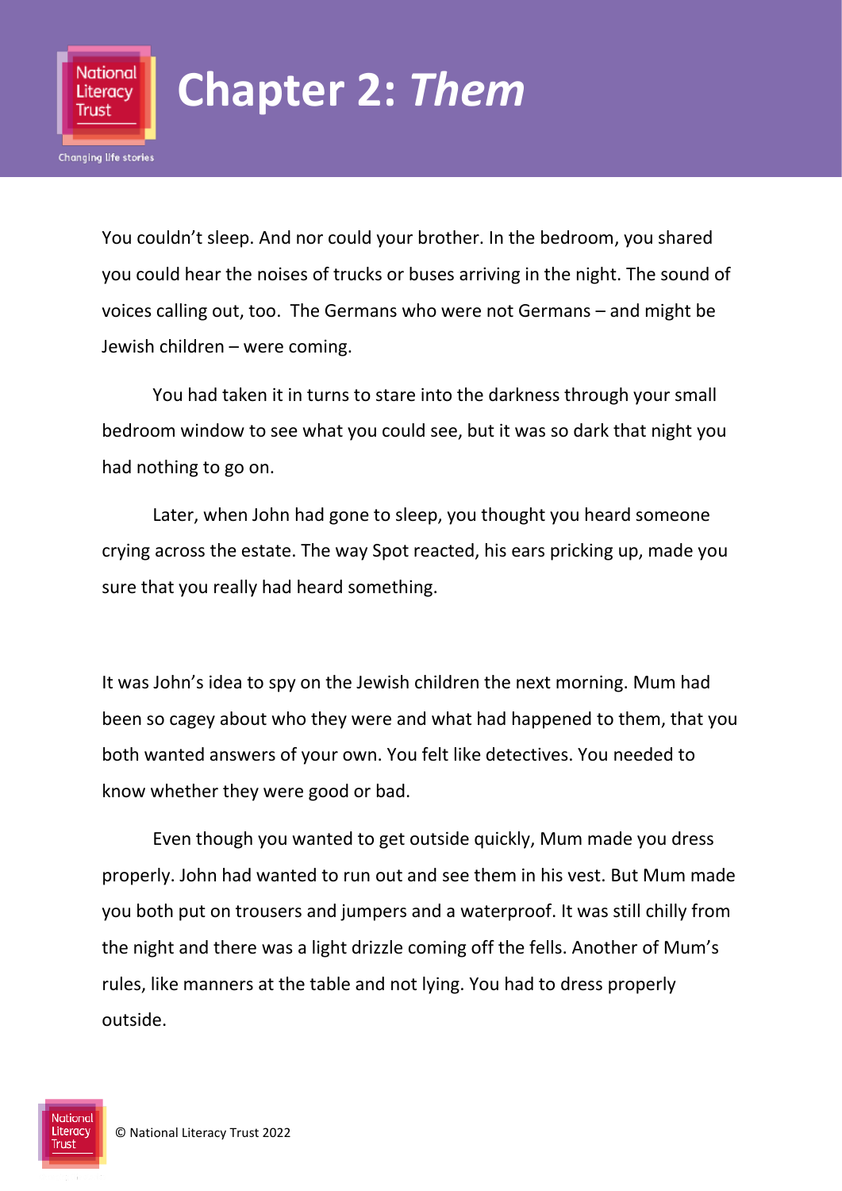# Chapter 2: *Them*

You couldn't sleep. And nor could your brother. In the bedroom, you shared you could hear the noises of trucks or buses arriving in the night. The sound of voices calling out, too. The Germans who were not Germans – and might be Jewish children – were coming.

You had taken it in turns to stare into the darkness through your small bedroom window to see what you could see, but it was so dark that night you had nothing to go on.

Later, when John had gone to sleep, you thought you heard someone crying across the estate. The way Spot reacted, his ears pricking up, made you sure that you really had heard something.

It was John's idea to spy on the Jewish children the next morning. Mum had been so cagey about who they were and what had happened to them, that you both wanted answers of your own. You felt like detectives. You needed to know whether they were good or bad.

Even though you wanted to get outside quickly, Mum made you dress properly. John had wanted to run out and see them in his vest. But Mum made you both put on trousers and jumpers and a waterproof. It was still chilly from the night and there was a light drizzle coming off the fells. Another of Mum's rules, like manners at the table and not lying. You had to dress properly outside.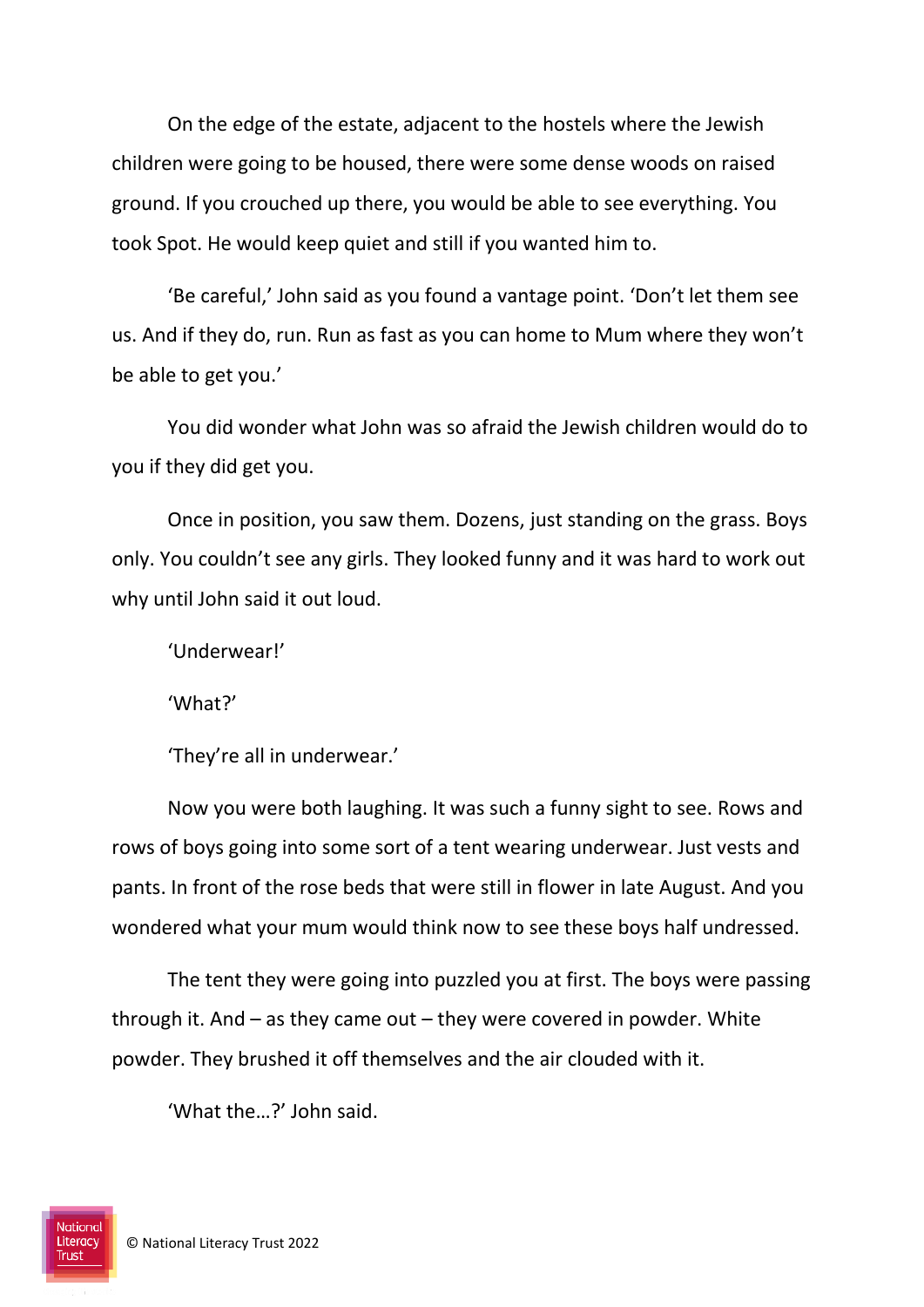On the edge of the estate, adjacent to the hostels where the Jewish children were going to be housed, there were some dense woods on raised ground. If you crouched up there, you would be able to see everything. You took Spot. He would keep quiet and still if you wanted him to.

'Be careful,' John said as you found a vantage point. 'Don't let them see us. And if they do, run. Run as fast as you can home to Mum where they won't be able to get you.'

You did wonder what John was so afraid the Jewish children would do to you if they did get you.

Once in position, you saw them. Dozens, just standing on the grass. Boys only. You couldn't see any girls. They looked funny and it was hard to work out why until John said it out loud.

'Underwear!'

'What?'

'They're all in underwear.'

Now you were both laughing. It was such a funny sight to see. Rows and rows of boys going into some sort of a tent wearing underwear. Just vests and pants. In front of the rose beds that were still in flower in late August. And you wondered what your mum would think now to see these boys half undressed.

The tent they were going into puzzled you at first. The boys were passing through it. And – as they came out – they were covered in powder. White powder. They brushed it off themselves and the air clouded with it.

'What the…?' John said.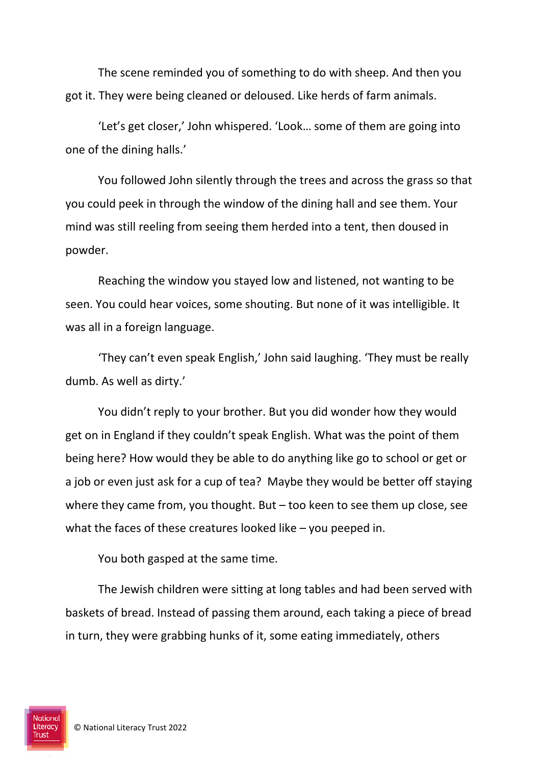The scene reminded you of something to do with sheep. And then you got it. They were being cleaned or deloused. Like herds of farm animals.

'Let's get closer,' John whispered. 'Look… some of them are going into one of the dining halls.'

You followed John silently through the trees and across the grass so that you could peek in through the window of the dining hall and see them. Your mind was still reeling from seeing them herded into a tent, then doused in powder.

Reaching the window you stayed low and listened, not wanting to be seen. You could hear voices, some shouting. But none of it was intelligible. It was all in a foreign language.

'They can't even speak English,' John said laughing. 'They must be really dumb. As well as dirty.'

You didn't reply to your brother. But you did wonder how they would get on in England if they couldn't speak English. What was the point of them being here? How would they be able to do anything like go to school or get or a job or even just ask for a cup of tea? Maybe they would be better off staying where they came from, you thought. But – too keen to see them up close, see what the faces of these creatures looked like – you peeped in.

You both gasped at the same time.

The Jewish children were sitting at long tables and had been served with baskets of bread. Instead of passing them around, each taking a piece of bread in turn, they were grabbing hunks of it, some eating immediately, others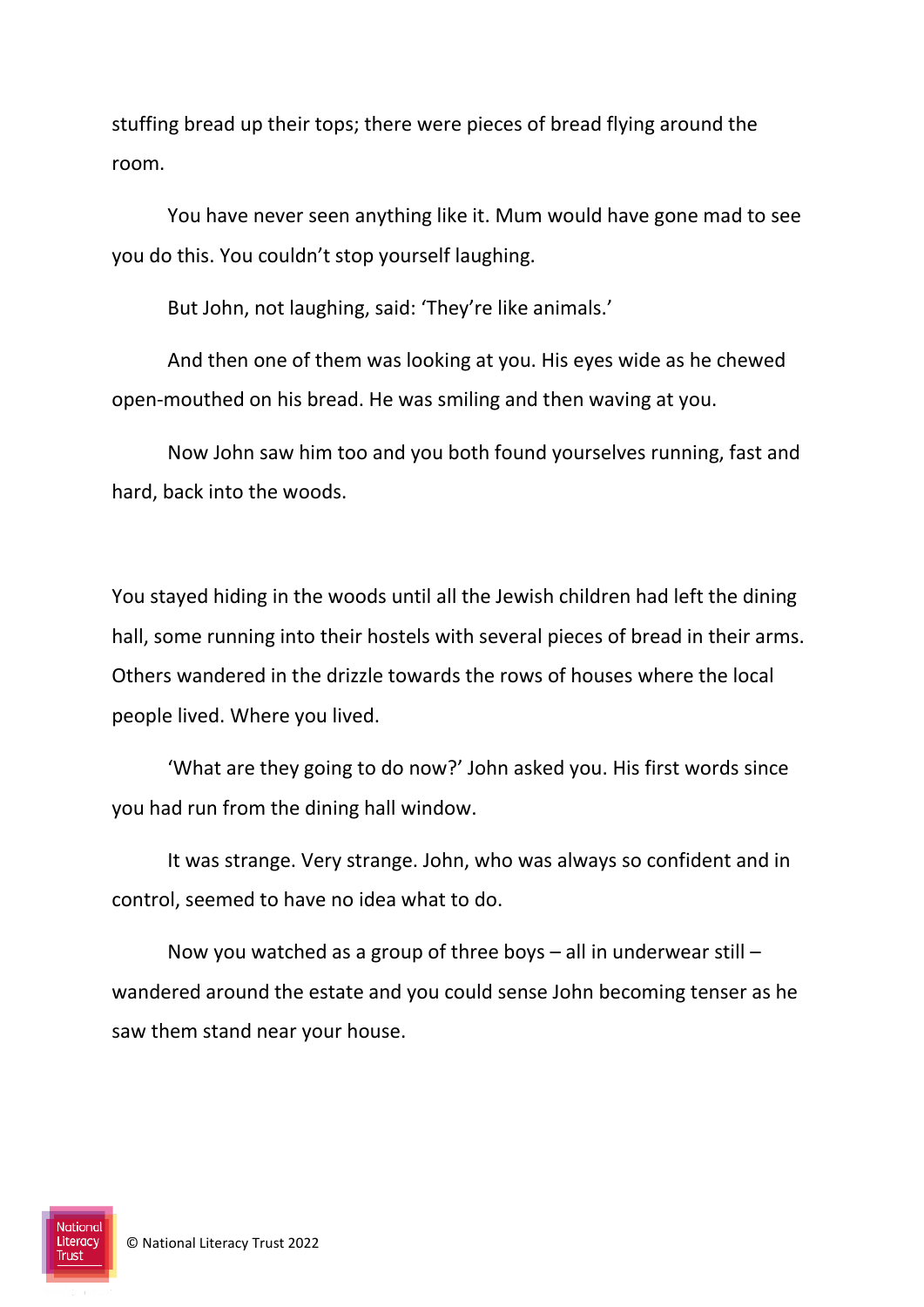stuffing bread up their tops; there were pieces of bread flying around the room.

You have never seen anything like it. Mum would have gone mad to see you do this. You couldn't stop yourself laughing.

But John, not laughing, said: 'They're like animals.'

And then one of them was looking at you. His eyes wide as he chewed open-mouthed on his bread. He was smiling and then waving at you.

Now John saw him too and you both found yourselves running, fast and hard, back into the woods.

You stayed hiding in the woods until all the Jewish children had left the dining hall, some running into their hostels with several pieces of bread in their arms. Others wandered in the drizzle towards the rows of houses where the local people lived. Where you lived.

'What are they going to do now?' John asked you. His first words since you had run from the dining hall window.

It was strange. Very strange. John, who was always so confident and in control, seemed to have no idea what to do.

Now you watched as a group of three boys – all in underwear still – wandered around the estate and you could sense John becoming tenser as he saw them stand near your house.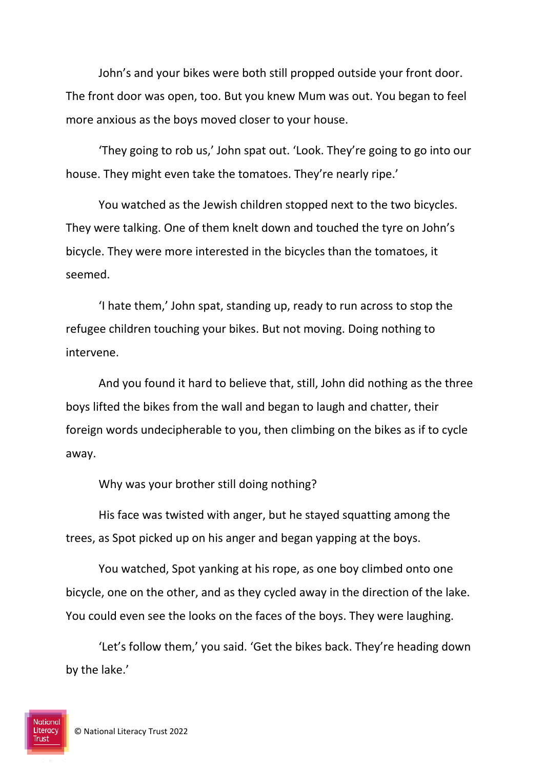John's and your bikes were both still propped outside your front door. The front door was open, too. But you knew Mum was out. You began to feel more anxious as the boys moved closer to your house.

'They going to rob us,' John spat out. 'Look. They're going to go into our house. They might even take the tomatoes. They're nearly ripe.'

You watched as the Jewish children stopped next to the two bicycles. They were talking. One of them knelt down and touched the tyre on John's bicycle. They were more interested in the bicycles than the tomatoes, it seemed.

'I hate them,' John spat, standing up, ready to run across to stop the refugee children touching your bikes. But not moving. Doing nothing to intervene.

And you found it hard to believe that, still, John did nothing as the three boys lifted the bikes from the wall and began to laugh and chatter, their foreign words undecipherable to you, then climbing on the bikes as if to cycle away.

Why was your brother still doing nothing?

His face was twisted with anger, but he stayed squatting among the trees, as Spot picked up on his anger and began yapping at the boys.

You watched, Spot yanking at his rope, as one boy climbed onto one bicycle, one on the other, and as they cycled away in the direction of the lake. You could even see the looks on the faces of the boys. They were laughing.

'Let's follow them,' you said. 'Get the bikes back. They're heading down by the lake.'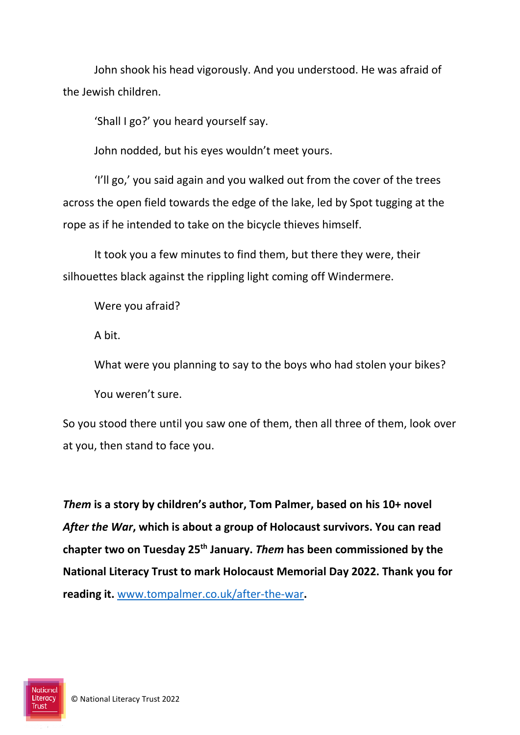John shook his head vigorously. And you understood. He was afraid of the Jewish children.

'Shall I go?' you heard yourself say.

John nodded, but his eyes wouldn't meet yours.

'I'll go,' you said again and you walked out from the cover of the trees across the open field towards the edge of the lake, led by Spot tugging at the rope as if he intended to take on the bicycle thieves himself.

It took you a few minutes to find them, but there they were, their silhouettes black against the rippling light coming off Windermere.

Were you afraid?

A bit.

What were you planning to say to the boys who had stolen your bikes?

You weren't sure.

So you stood there until you saw one of them, then all three of them, look over at you, then stand to face you.

***Them* is a story by children's author, Tom Palmer, based on his 10+ novel *After the War*, which is about a group of Holocaust survivors. You can read chapter two on Tuesday 25th January. *Them* has been commissioned by the National Literacy Trust to mark Holocaust Memorial Day 2022. Thank you for reading it.** [www.tompalmer.co.uk/after-the-war](www.tompalmer.co.uk/after-the-war)**.**

© National Literacy Trust 2022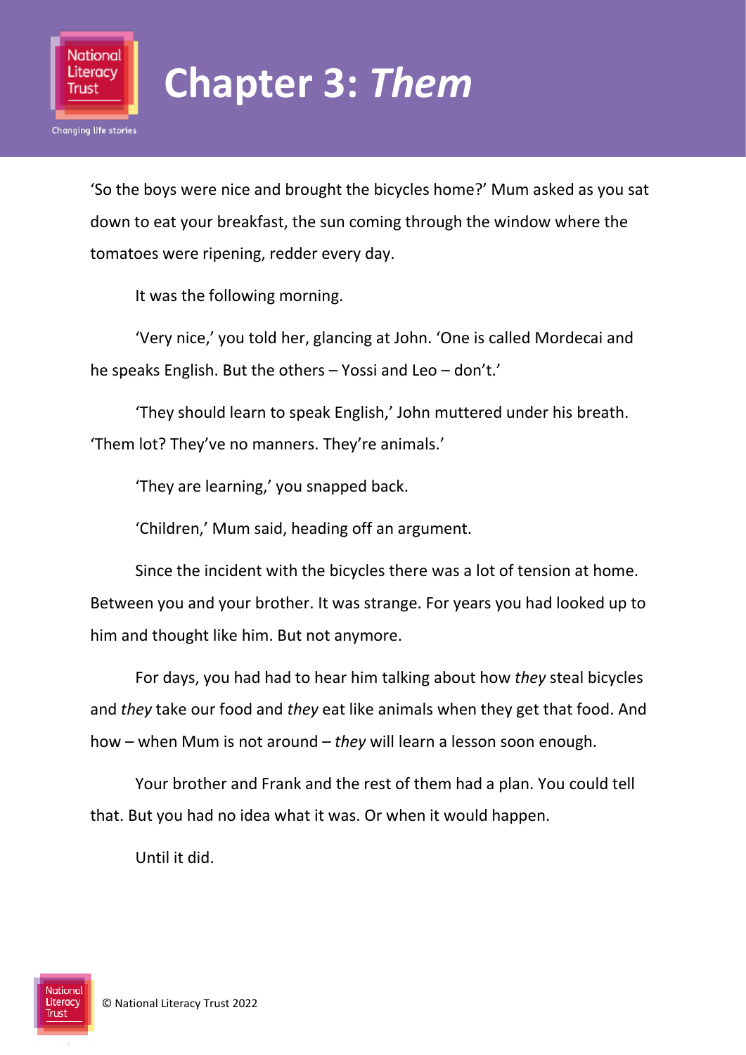# Chapter 3: *Them*

'So the boys were nice and brought the bicycles home?' Mum asked as you sat down to eat your breakfast, the sun coming through the window where the tomatoes were ripening, redder every day.

It was the following morning.

'Very nice,' you told her, glancing at John. 'One is called Mordecai and he speaks English. But the others – Yossi and Leo – don't.'

'They should learn to speak English,' John muttered under his breath. 'Them lot? They've no manners. They're animals.'

'They are learning,' you snapped back.

'Children,' Mum said, heading off an argument.

Since the incident with the bicycles there was a lot of tension at home. Between you and your brother. It was strange. For years you had looked up to him and thought like him. But not anymore.

For days, you had had to hear him talking about how *they* steal bicycles and *they* take our food and *they* eat like animals when they get that food. And how – when Mum is not around – *they* will learn a lesson soon enough.

Your brother and Frank and the rest of them had a plan. You could tell that. But you had no idea what it was. Or when it would happen.

Until it did.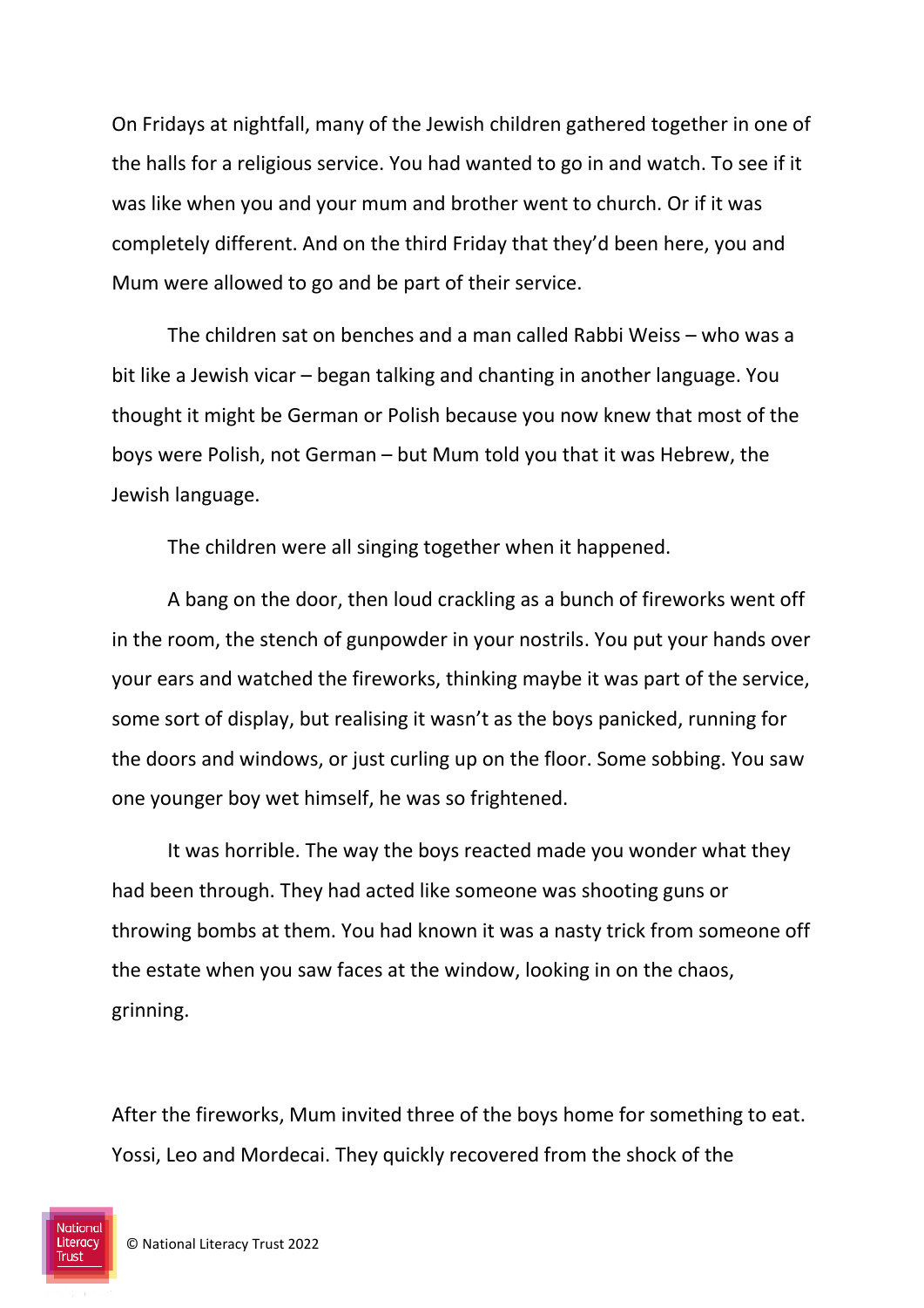On Fridays at nightfall, many of the Jewish children gathered together in one of the halls for a religious service. You had wanted to go in and watch. To see if it was like when you and your mum and brother went to church. Or if it was completely different. And on the third Friday that they'd been here, you and Mum were allowed to go and be part of their service.

The children sat on benches and a man called Rabbi Weiss – who was a bit like a Jewish vicar – began talking and chanting in another language. You thought it might be German or Polish because you now knew that most of the boys were Polish, not German – but Mum told you that it was Hebrew, the Jewish language.

The children were all singing together when it happened.

A bang on the door, then loud crackling as a bunch of fireworks went off in the room, the stench of gunpowder in your nostrils. You put your hands over your ears and watched the fireworks, thinking maybe it was part of the service, some sort of display, but realising it wasn't as the boys panicked, running for the doors and windows, or just curling up on the floor. Some sobbing. You saw one younger boy wet himself, he was so frightened.

It was horrible. The way the boys reacted made you wonder what they had been through. They had acted like someone was shooting guns or throwing bombs at them. You had known it was a nasty trick from someone off the estate when you saw faces at the window, looking in on the chaos, grinning.

After the fireworks, Mum invited three of the boys home for something to eat. Yossi, Leo and Mordecai. They quickly recovered from the shock of the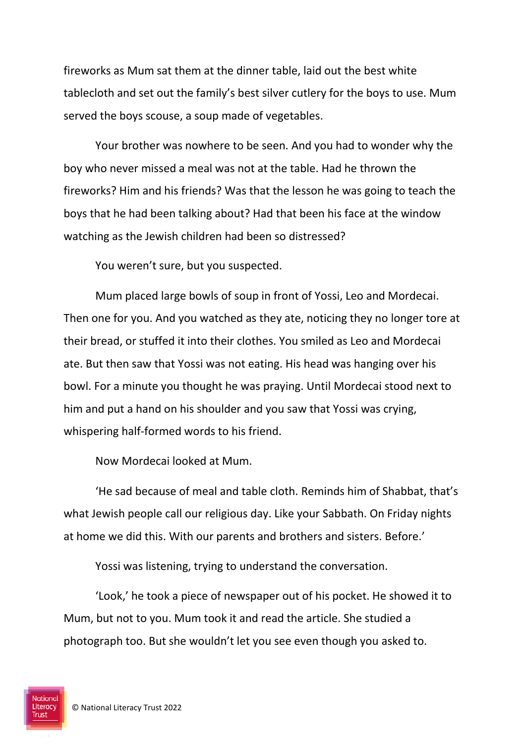fireworks as Mum sat them at the dinner table, laid out the best white tablecloth and set out the family's best silver cutlery for the boys to use. Mum served the boys scouse, a soup made of vegetables.

Your brother was nowhere to be seen. And you had to wonder why the boy who never missed a meal was not at the table. Had he thrown the fireworks? Him and his friends? Was that the lesson he was going to teach the boys that he had been talking about? Had that been his face at the window watching as the Jewish children had been so distressed?

You weren't sure, but you suspected.

Mum placed large bowls of soup in front of Yossi, Leo and Mordecai. Then one for you. And you watched as they ate, noticing they no longer tore at their bread, or stuffed it into their clothes. You smiled as Leo and Mordecai ate. But then saw that Yossi was not eating. His head was hanging over his bowl. For a minute you thought he was praying. Until Mordecai stood next to him and put a hand on his shoulder and you saw that Yossi was crying, whispering half-formed words to his friend.

Now Mordecai looked at Mum.

'He sad because of meal and table cloth. Reminds him of Shabbat, that's what Jewish people call our religious day. Like your Sabbath. On Friday nights at home we did this. With our parents and brothers and sisters. Before.'

Yossi was listening, trying to understand the conversation.

'Look,' he took a piece of newspaper out of his pocket. He showed it to Mum, but not to you. Mum took it and read the article. She studied a photograph too. But she wouldn't let you see even though you asked to.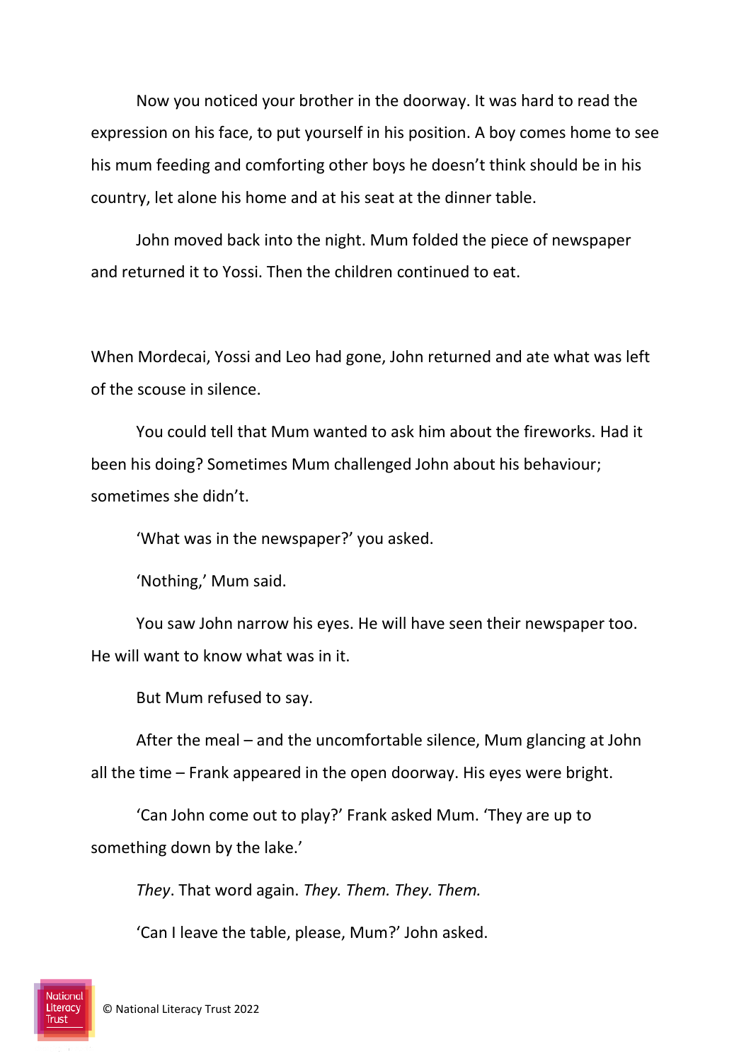Now you noticed your brother in the doorway. It was hard to read the expression on his face, to put yourself in his position. A boy comes home to see his mum feeding and comforting other boys he doesn't think should be in his country, let alone his home and at his seat at the dinner table.

John moved back into the night. Mum folded the piece of newspaper and returned it to Yossi. Then the children continued to eat.

When Mordecai, Yossi and Leo had gone, John returned and ate what was left of the scouse in silence.

You could tell that Mum wanted to ask him about the fireworks. Had it been his doing? Sometimes Mum challenged John about his behaviour; sometimes she didn't.

'What was in the newspaper?' you asked.

'Nothing,' Mum said.

You saw John narrow his eyes. He will have seen their newspaper too. He will want to know what was in it.

But Mum refused to say.

After the meal – and the uncomfortable silence, Mum glancing at John all the time – Frank appeared in the open doorway. His eyes were bright.

'Can John come out to play?' Frank asked Mum. 'They are up to something down by the lake.'

*They*. That word again. *They. Them. They. Them.*

'Can I leave the table, please, Mum?' John asked.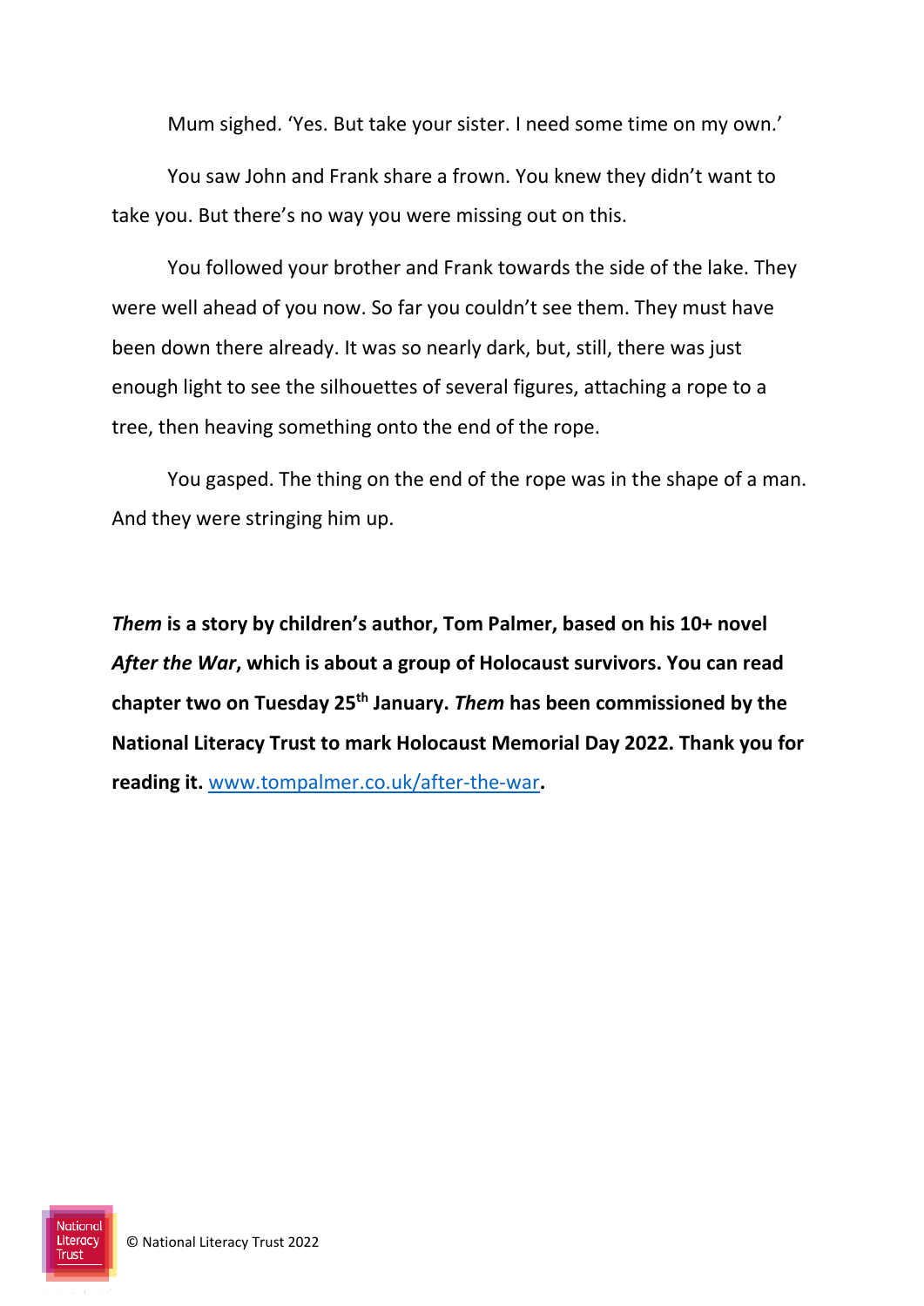Mum sighed. 'Yes. But take your sister. I need some time on my own.'

You saw John and Frank share a frown. You knew they didn't want to take you. But there's no way you were missing out on this.

You followed your brother and Frank towards the side of the lake. They were well ahead of you now. So far you couldn't see them. They must have been down there already. It was so nearly dark, but, still, there was just enough light to see the silhouettes of several figures, attaching a rope to a tree, then heaving something onto the end of the rope.

You gasped. The thing on the end of the rope was in the shape of a man. And they were stringing him up.

***Them* is a story by children's author, Tom Palmer, based on his 10+ novel *After the War*, which is about a group of Holocaust survivors. You can read chapter two on Tuesday 25th January. *Them* has been commissioned by the National Literacy Trust to mark Holocaust Memorial Day 2022. Thank you for reading it.** [www.tompalmer.co.uk/after-the-war](http://www.tompalmer.co.uk/after-the-war)**.**

© National Literacy Trust 2022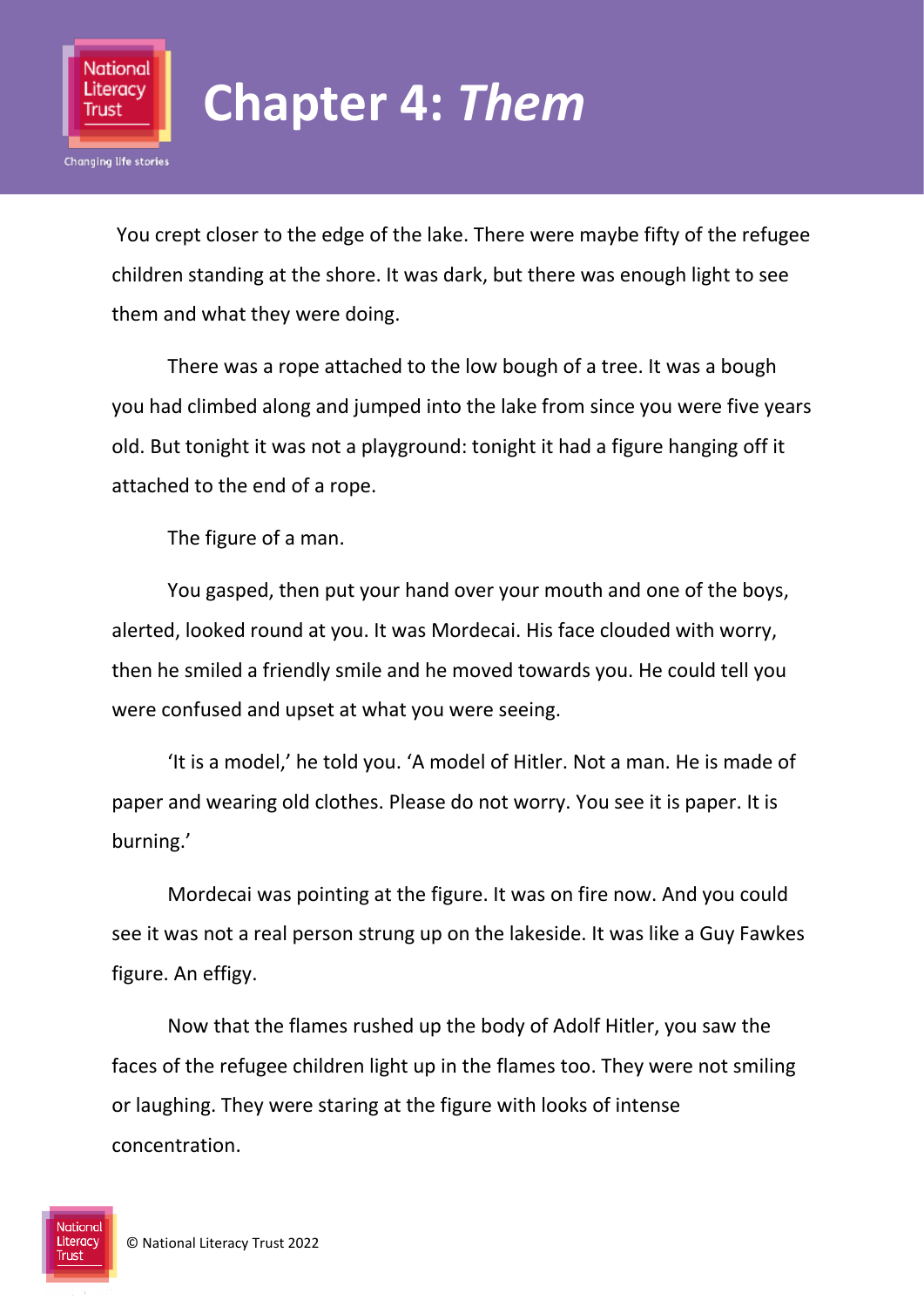# Chapter 4: *Them*

You crept closer to the edge of the lake. There were maybe fifty of the refugee children standing at the shore. It was dark, but there was enough light to see them and what they were doing.

There was a rope attached to the low bough of a tree. It was a bough you had climbed along and jumped into the lake from since you were five years old. But tonight it was not a playground: tonight it had a figure hanging off it attached to the end of a rope.

The figure of a man.

You gasped, then put your hand over your mouth and one of the boys, alerted, looked round at you. It was Mordecai. His face clouded with worry, then he smiled a friendly smile and he moved towards you. He could tell you were confused and upset at what you were seeing.

'It is a model,' he told you. 'A model of Hitler. Not a man. He is made of paper and wearing old clothes. Please do not worry. You see it is paper. It is burning.'

Mordecai was pointing at the figure. It was on fire now. And you could see it was not a real person strung up on the lakeside. It was like a Guy Fawkes figure. An effigy.

Now that the flames rushed up the body of Adolf Hitler, you saw the faces of the refugee children light up in the flames too. They were not smiling or laughing. They were staring at the figure with looks of intense concentration.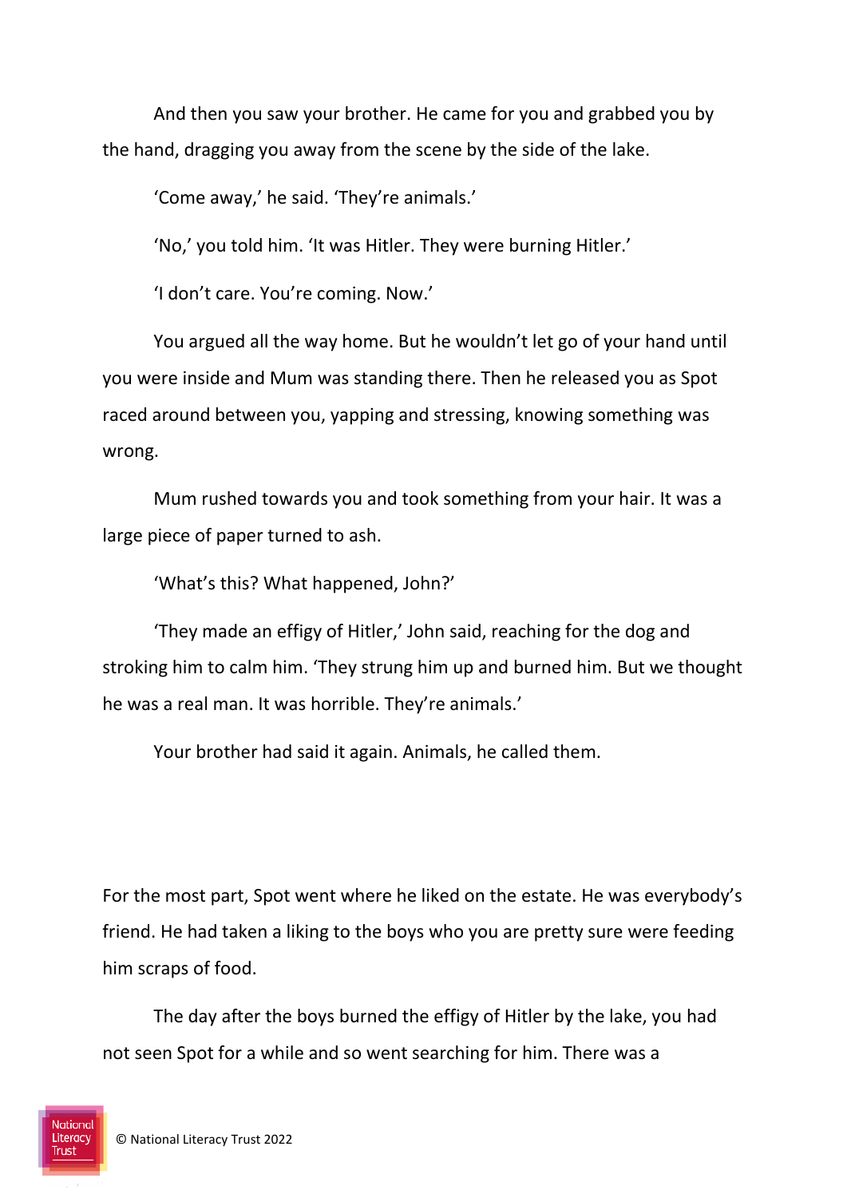And then you saw your brother. He came for you and grabbed you by the hand, dragging you away from the scene by the side of the lake.

'Come away,' he said. 'They're animals.'

'No,' you told him. 'It was Hitler. They were burning Hitler.'

'I don't care. You're coming. Now.'

You argued all the way home. But he wouldn't let go of your hand until you were inside and Mum was standing there. Then he released you as Spot raced around between you, yapping and stressing, knowing something was wrong.

Mum rushed towards you and took something from your hair. It was a large piece of paper turned to ash.

'What's this? What happened, John?'

'They made an effigy of Hitler,' John said, reaching for the dog and stroking him to calm him. 'They strung him up and burned him. But we thought he was a real man. It was horrible. They're animals.'

Your brother had said it again. Animals, he called them.

For the most part, Spot went where he liked on the estate. He was everybody's friend. He had taken a liking to the boys who you are pretty sure were feeding him scraps of food.

The day after the boys burned the effigy of Hitler by the lake, you had not seen Spot for a while and so went searching for him. There was a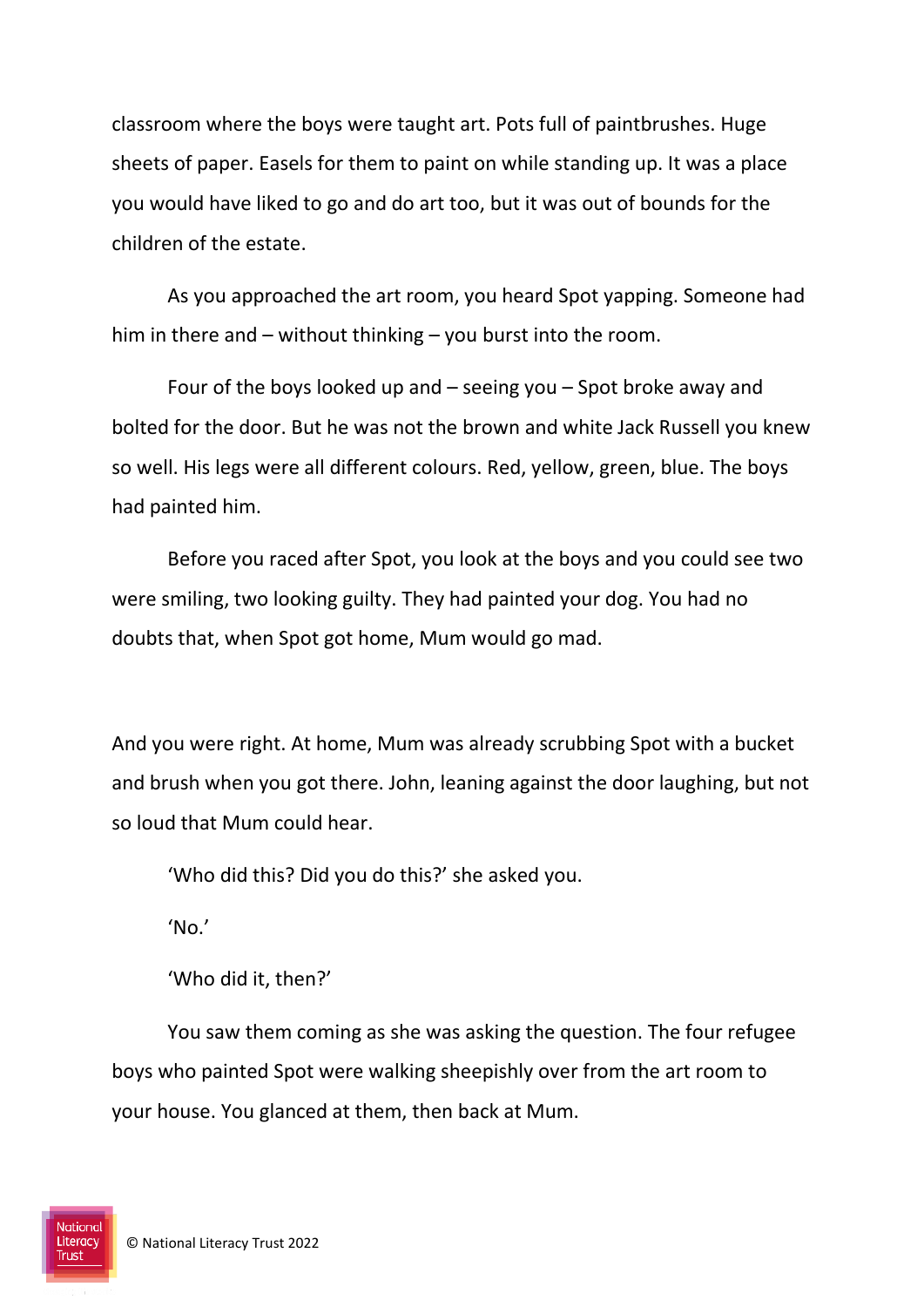classroom where the boys were taught art. Pots full of paintbrushes. Huge sheets of paper. Easels for them to paint on while standing up. It was a place you would have liked to go and do art too, but it was out of bounds for the children of the estate.

As you approached the art room, you heard Spot yapping. Someone had him in there and – without thinking – you burst into the room.

Four of the boys looked up and – seeing you – Spot broke away and bolted for the door. But he was not the brown and white Jack Russell you knew so well. His legs were all different colours. Red, yellow, green, blue. The boys had painted him.

Before you raced after Spot, you look at the boys and you could see two were smiling, two looking guilty. They had painted your dog. You had no doubts that, when Spot got home, Mum would go mad.

And you were right. At home, Mum was already scrubbing Spot with a bucket and brush when you got there. John, leaning against the door laughing, but not so loud that Mum could hear.

'Who did this? Did you do this?' she asked you.

'No.'

'Who did it, then?'

You saw them coming as she was asking the question. The four refugee boys who painted Spot were walking sheepishly over from the art room to your house. You glanced at them, then back at Mum.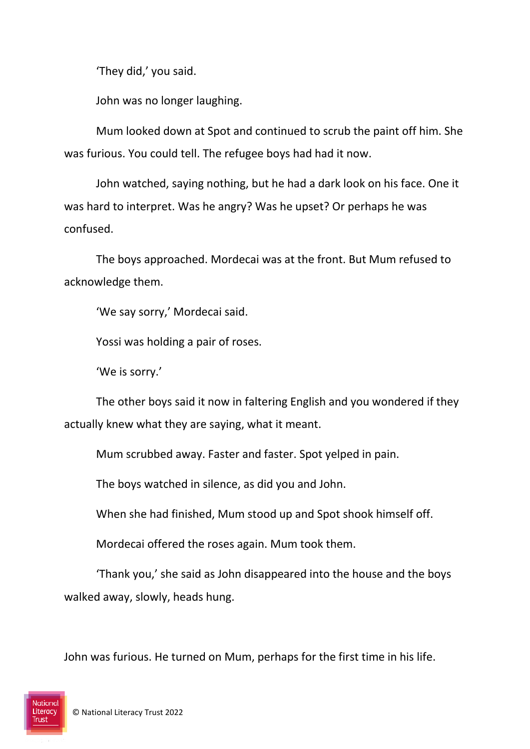'They did,' you said.

John was no longer laughing.

Mum looked down at Spot and continued to scrub the paint off him. She was furious. You could tell. The refugee boys had had it now.

John watched, saying nothing, but he had a dark look on his face. One it was hard to interpret. Was he angry? Was he upset? Or perhaps he was confused.

The boys approached. Mordecai was at the front. But Mum refused to acknowledge them.

'We say sorry,' Mordecai said.

Yossi was holding a pair of roses.

'We is sorry.'

The other boys said it now in faltering English and you wondered if they actually knew what they are saying, what it meant.

Mum scrubbed away. Faster and faster. Spot yelped in pain.

The boys watched in silence, as did you and John.

When she had finished, Mum stood up and Spot shook himself off.

Mordecai offered the roses again. Mum took them.

'Thank you,' she said as John disappeared into the house and the boys walked away, slowly, heads hung.

John was furious. He turned on Mum, perhaps for the first time in his life.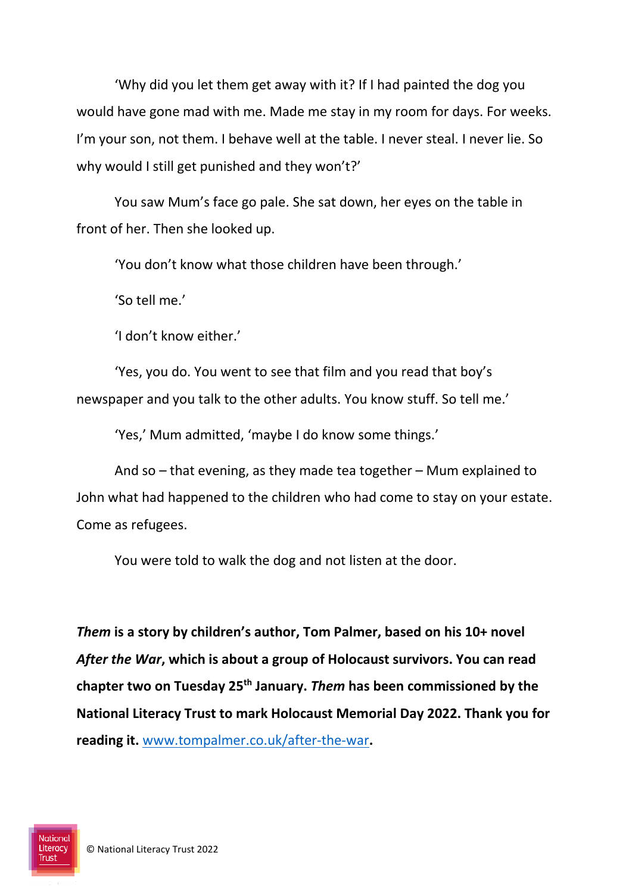'Why did you let them get away with it? If I had painted the dog you would have gone mad with me. Made me stay in my room for days. For weeks. I'm your son, not them. I behave well at the table. I never steal. I never lie. So why would I still get punished and they won't?'

You saw Mum's face go pale. She sat down, her eyes on the table in front of her. Then she looked up.

'You don't know what those children have been through.'

'So tell me.'

'I don't know either.'

'Yes, you do. You went to see that film and you read that boy's newspaper and you talk to the other adults. You know stuff. So tell me.'

'Yes,' Mum admitted, 'maybe I do know some things.'

And so – that evening, as they made tea together – Mum explained to John what had happened to the children who had come to stay on your estate. Come as refugees.

You were told to walk the dog and not listen at the door.

***Them* is a story by children's author, Tom Palmer, based on his 10+ novel *After the War*, which is about a group of Holocaust survivors. You can read chapter two on Tuesday 25th January. *Them* has been commissioned by the National Literacy Trust to mark Holocaust Memorial Day 2022. Thank you for reading it.** [www.tompalmer.co.uk/after-the-war](www.tompalmer.co.uk/after-the-war)**.**

© National Literacy Trust 2022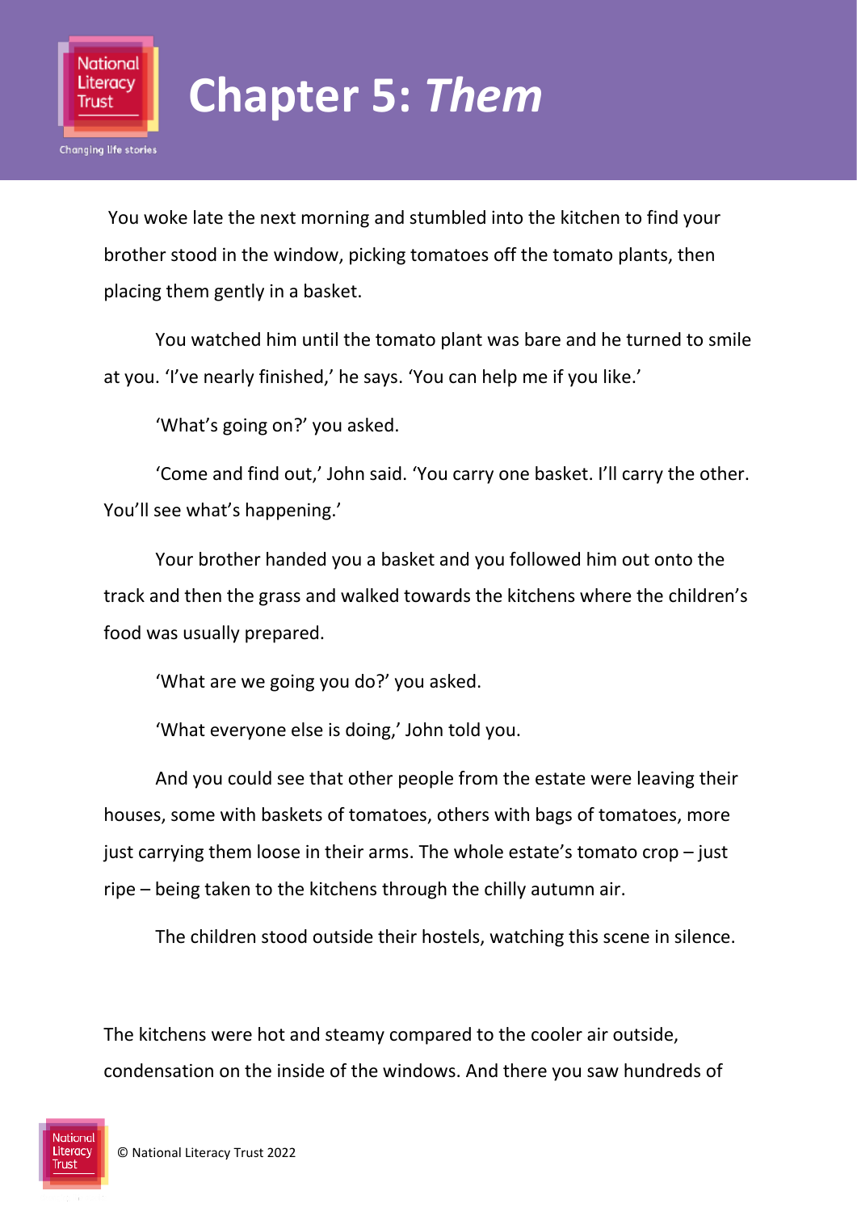# Chapter 5: *Them*

You woke late the next morning and stumbled into the kitchen to find your brother stood in the window, picking tomatoes off the tomato plants, then placing them gently in a basket.

You watched him until the tomato plant was bare and he turned to smile at you. 'I've nearly finished,' he says. 'You can help me if you like.'

'What's going on?' you asked.

'Come and find out,' John said. 'You carry one basket. I'll carry the other. You'll see what's happening.'

Your brother handed you a basket and you followed him out onto the track and then the grass and walked towards the kitchens where the children's food was usually prepared.

'What are we going you do?' you asked.

'What everyone else is doing,' John told you.

And you could see that other people from the estate were leaving their houses, some with baskets of tomatoes, others with bags of tomatoes, more just carrying them loose in their arms. The whole estate's tomato crop – just ripe – being taken to the kitchens through the chilly autumn air.

The children stood outside their hostels, watching this scene in silence.

The kitchens were hot and steamy compared to the cooler air outside, condensation on the inside of the windows. And there you saw hundreds of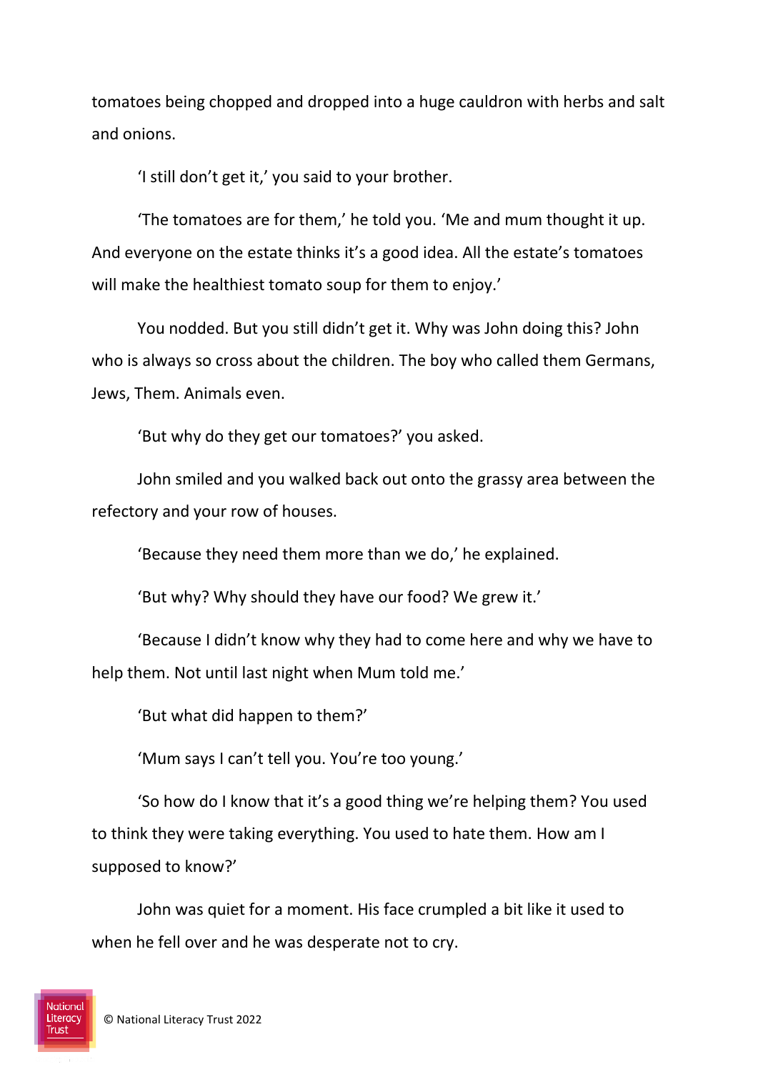tomatoes being chopped and dropped into a huge cauldron with herbs and salt and onions.

'I still don't get it,' you said to your brother.

'The tomatoes are for them,' he told you. 'Me and mum thought it up. And everyone on the estate thinks it's a good idea. All the estate's tomatoes will make the healthiest tomato soup for them to enjoy.'

You nodded. But you still didn't get it. Why was John doing this? John who is always so cross about the children. The boy who called them Germans, Jews, Them. Animals even.

'But why do they get our tomatoes?' you asked.

John smiled and you walked back out onto the grassy area between the refectory and your row of houses.

'Because they need them more than we do,' he explained.

'But why? Why should they have our food? We grew it.'

'Because I didn't know why they had to come here and why we have to help them. Not until last night when Mum told me.'

'But what did happen to them?'

'Mum says I can't tell you. You're too young.'

'So how do I know that it's a good thing we're helping them? You used to think they were taking everything. You used to hate them. How am I supposed to know?'

John was quiet for a moment. His face crumpled a bit like it used to when he fell over and he was desperate not to cry.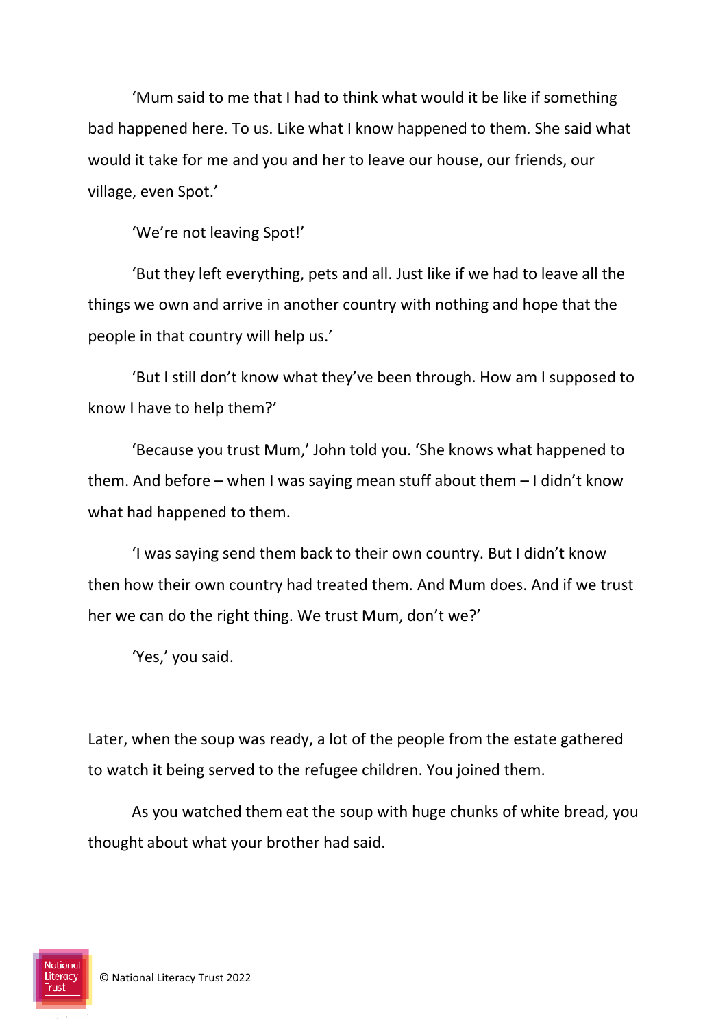'Mum said to me that I had to think what would it be like if something bad happened here. To us. Like what I know happened to them. She said what would it take for me and you and her to leave our house, our friends, our village, even Spot.'

'We're not leaving Spot!'

'But they left everything, pets and all. Just like if we had to leave all the things we own and arrive in another country with nothing and hope that the people in that country will help us.'

'But I still don't know what they've been through. How am I supposed to know I have to help them?'

'Because you trust Mum,' John told you. 'She knows what happened to them. And before – when I was saying mean stuff about them – I didn't know what had happened to them.

'I was saying send them back to their own country. But I didn't know then how their own country had treated them. And Mum does. And if we trust her we can do the right thing. We trust Mum, don't we?'

'Yes,' you said.

Later, when the soup was ready, a lot of the people from the estate gathered to watch it being served to the refugee children. You joined them.

As you watched them eat the soup with huge chunks of white bread, you thought about what your brother had said.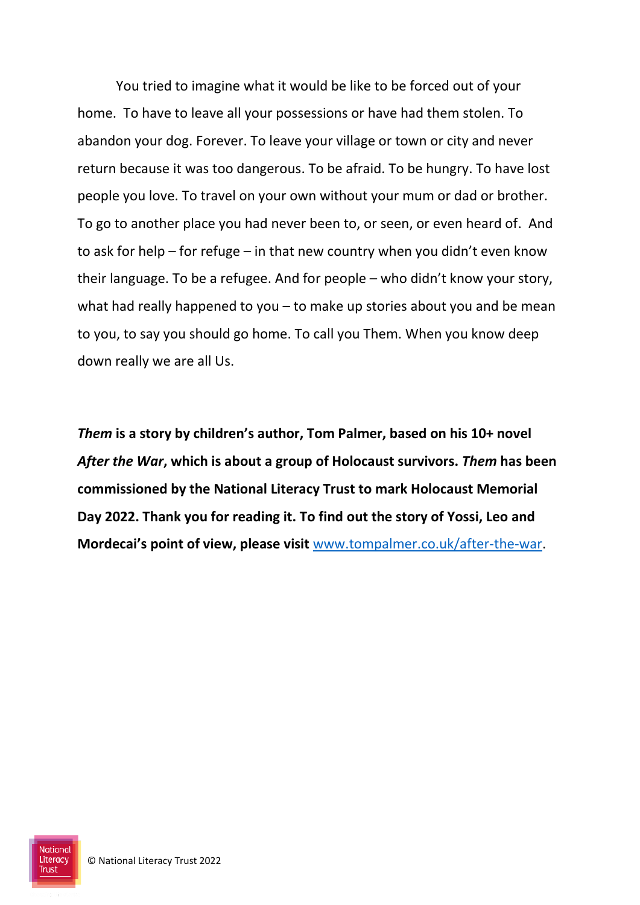You tried to imagine what it would be like to be forced out of your home. To have to leave all your possessions or have had them stolen. To abandon your dog. Forever. To leave your village or town or city and never return because it was too dangerous. To be afraid. To be hungry. To have lost people you love. To travel on your own without your mum or dad or brother. To go to another place you had never been to, or seen, or even heard of. And to ask for help – for refuge – in that new country when you didn't even know their language. To be a refugee. And for people – who didn't know your story, what had really happened to you – to make up stories about you and be mean to you, to say you should go home. To call you Them. When you know deep down really we are all Us.

***Them* is a story by children's author, Tom Palmer, based on his 10+ novel *After the War*, which is about a group of Holocaust survivors. *Them* has been commissioned by the National Literacy Trust to mark Holocaust Memorial Day 2022. Thank you for reading it. To find out the story of Yossi, Leo and Mordecai's point of view, please visit** [www.tompalmer.co.uk/after-the-war](http://www.tompalmer.co.uk/after-the-war).

© National Literacy Trust 2022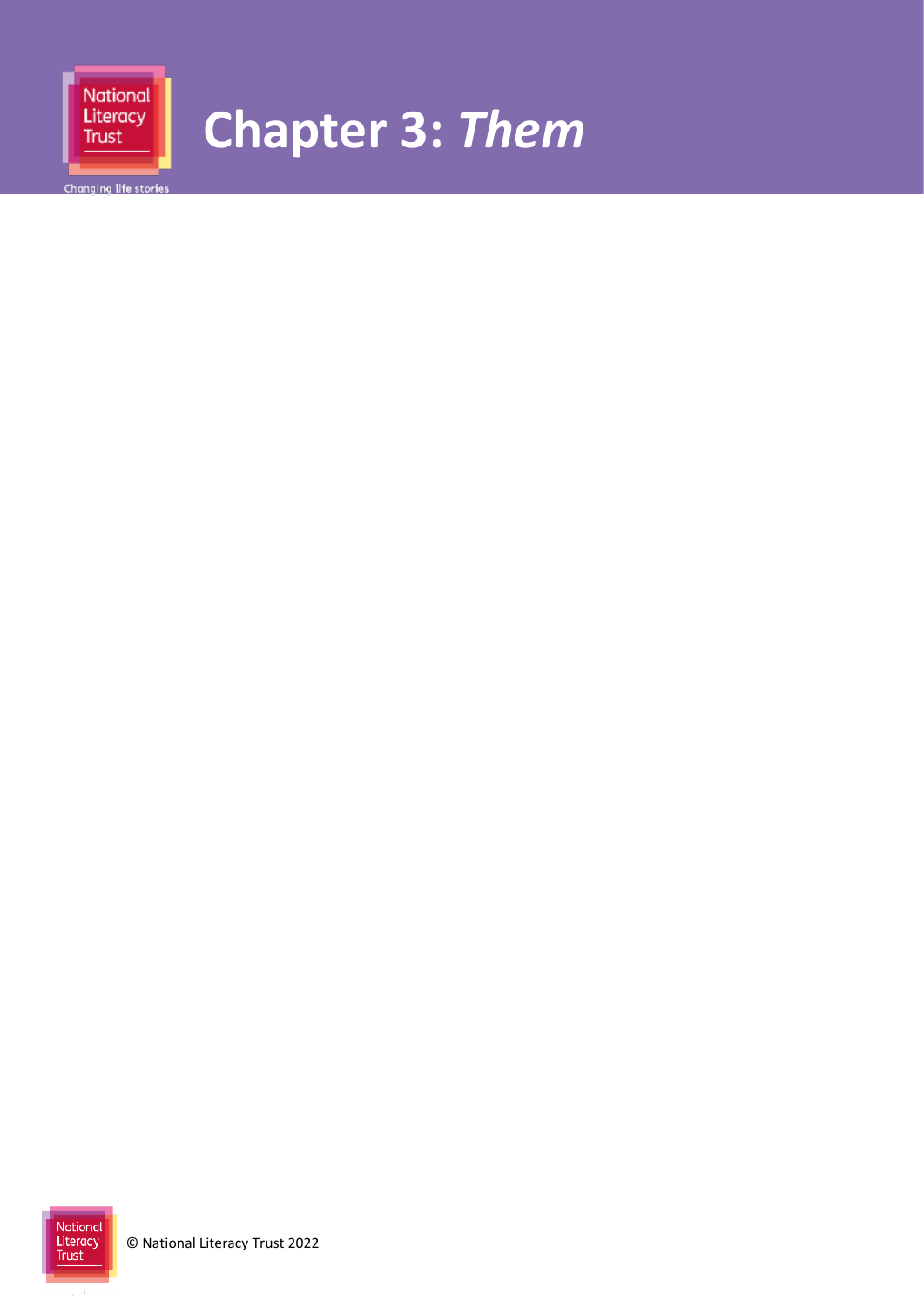# Chapter 3: *Them*